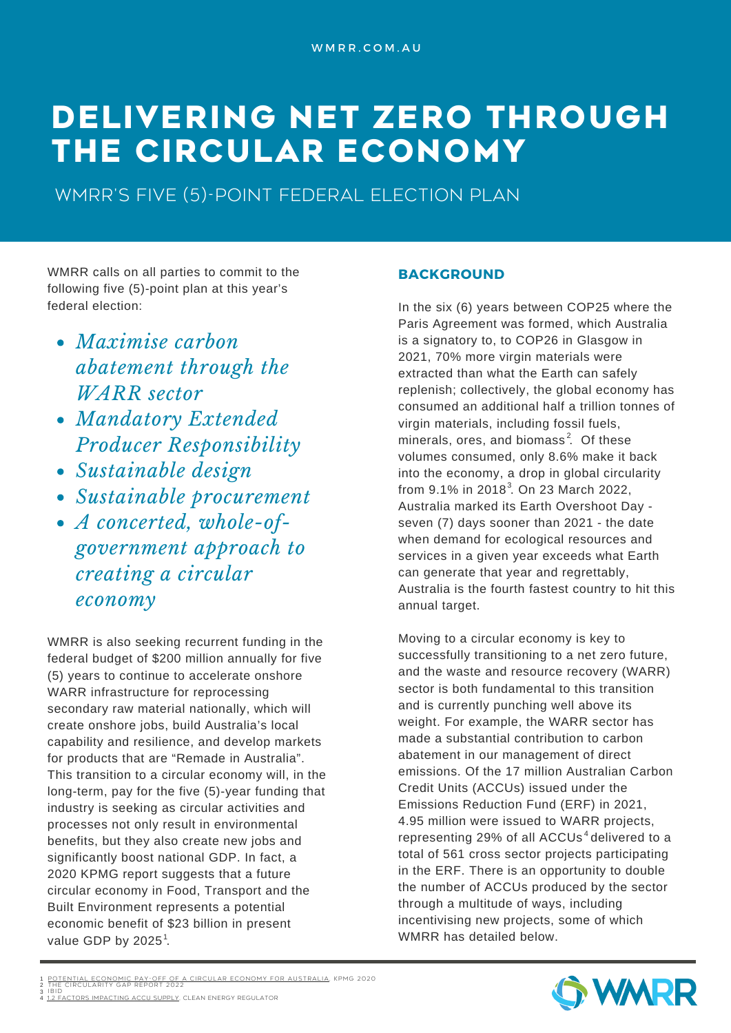WMRR.COM.AU

# DELIVERING NET ZERO THROUGH THE CIRCULAR ECONOMY

## WMRR'S FIVE (5)-POINT FEDERAL ELECTION PLAN

WMRR calls on all parties to commit to the following five (5)-point plan at this year's federal election:

- *Maximise carbon abatement through the WARR sector*
- *Mandatory Extended Producer Responsibility*
- *Sustainable design*
- *Sustainable procurement*
- *A concerted, whole-of-government approach to creating a circular economy*

WMRR is also seeking recurrent funding in the federal budget of $200 million annually for five (5) years to continue to accelerate onshore WARR infrastructure for reprocessing secondary raw material nationally, which will create onshore jobs, build Australia's local capability and resilience, and develop markets for products that are "Remade in Australia". This transition to a circular economy will, in the long-term, pay for the five (5)-year funding that industry is seeking as circular activities and processes not only result in environmental benefits, but they also create new jobs and significantly boost national GDP. In fact, a 2020 KPMG report suggests that a future circular economy in Food, Transport and the Built Environment represents a potential economic benefit of $23 billion in present value GDP by 2025[1].

### BACKGROUND

In the six (6) years between COP25 where the Paris Agreement was formed, which Australia is a signatory to, to COP26 in Glasgow in 2021, 70% more virgin materials were extracted than what the Earth can safely replenish; collectively, the global economy has consumed an additional half a trillion tonnes of virgin materials, including fossil fuels, minerals, ores, and biomass[2]. Of these volumes consumed, only 8.6% make it back into the economy, a drop in global circularity from 9.1% in 2018[3]. On 23 March 2022, Australia marked its Earth Overshoot Day - seven (7) days sooner than 2021 - the date when demand for ecological resources and services in a given year exceeds what Earth can generate that year and regrettably, Australia is the fourth fastest country to hit this annual target.

Moving to a circular economy is key to successfully transitioning to a net zero future, and the waste and resource recovery (WARR) sector is both fundamental to this transition and is currently punching well above its weight. For example, the WARR sector has made a substantial contribution to carbon abatement in our management of direct emissions. Of the 17 million Australian Carbon Credit Units (ACCUs) issued under the Emissions Reduction Fund (ERF) in 2021, 4.95 million were issued to WARR projects, representing 29% of all ACCUs[4] delivered to a total of 561 cross sector projects participating in the ERF. There is an opportunity to double the number of ACCUs produced by the sector through a multitude of ways, including incentivising new projects, some of which WMRR has detailed below.

---

1 POTENTIAL ECONOMIC PAY-OFF OF A CIRCULAR ECONOMY FOR AUSTRALIA, KPMG 2020
2 THE CIRCULARITY GAP REPORT 2022
3 IBID
4 1.2 FACTORS IMPACTING ACCU SUPPLY, CLEAN ENERGY REGULATOR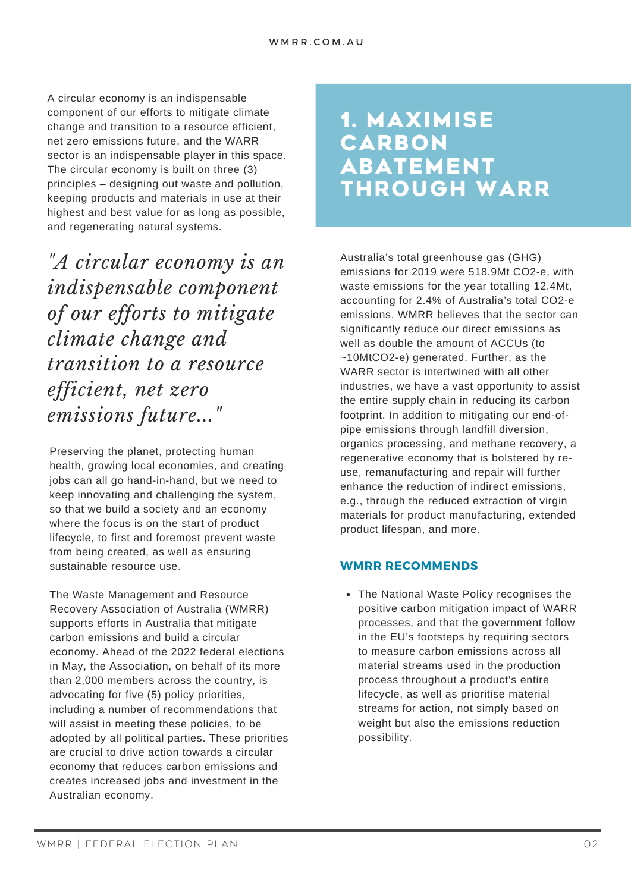A circular economy is an indispensable component of our efforts to mitigate climate change and transition to a resource efficient, net zero emissions future, and the WARR sector is an indispensable player in this space. The circular economy is built on three (3) principles – designing out waste and pollution, keeping products and materials in use at their highest and best value for as long as possible, and regenerating natural systems.

> *"A circular economy is an indispensable component of our efforts to mitigate climate change and transition to a resource efficient, net zero emissions future..."*

Preserving the planet, protecting human health, growing local economies, and creating jobs can all go hand-in-hand, but we need to keep innovating and challenging the system, so that we build a society and an economy where the focus is on the start of product lifecycle, to first and foremost prevent waste from being created, as well as ensuring sustainable resource use.

The Waste Management and Resource Recovery Association of Australia (WMRR) supports efforts in Australia that mitigate carbon emissions and build a circular economy. Ahead of the 2022 federal elections in May, the Association, on behalf of its more than 2,000 members across the country, is advocating for five (5) policy priorities, including a number of recommendations that will assist in meeting these policies, to be adopted by all political parties. These priorities are crucial to drive action towards a circular economy that reduces carbon emissions and creates increased jobs and investment in the Australian economy.

# 1. MAXIMISE CARBON ABATEMENT THROUGH WARR

Australia's total greenhouse gas (GHG) emissions for 2019 were 518.9Mt $CO_2$-e, with waste emissions for the year totalling 12.4Mt, accounting for 2.4% of Australia's total $CO_2$-e emissions. WMRR believes that the sector can significantly reduce our direct emissions as well as double the amount of ACCUs (to ~10Mt$CO_2$-e) generated. Further, as the WARR sector is intertwined with all other industries, we have a vast opportunity to assist the entire supply chain in reducing its carbon footprint. In addition to mitigating our end-of-pipe emissions through landfill diversion, organics processing, and methane recovery, a regenerative economy that is bolstered by re-use, remanufacturing and repair will further enhance the reduction of indirect emissions, e.g., through the reduced extraction of virgin materials for product manufacturing, extended product lifespan, and more.

### WMRR RECOMMENDS

- The National Waste Policy recognises the positive carbon mitigation impact of WARR processes, and that the government follow in the EU's footsteps by requiring sectors to measure carbon emissions across all material streams used in the production process throughout a product's entire lifecycle, as well as prioritise material streams for action, not simply based on weight but also the emissions reduction possibility.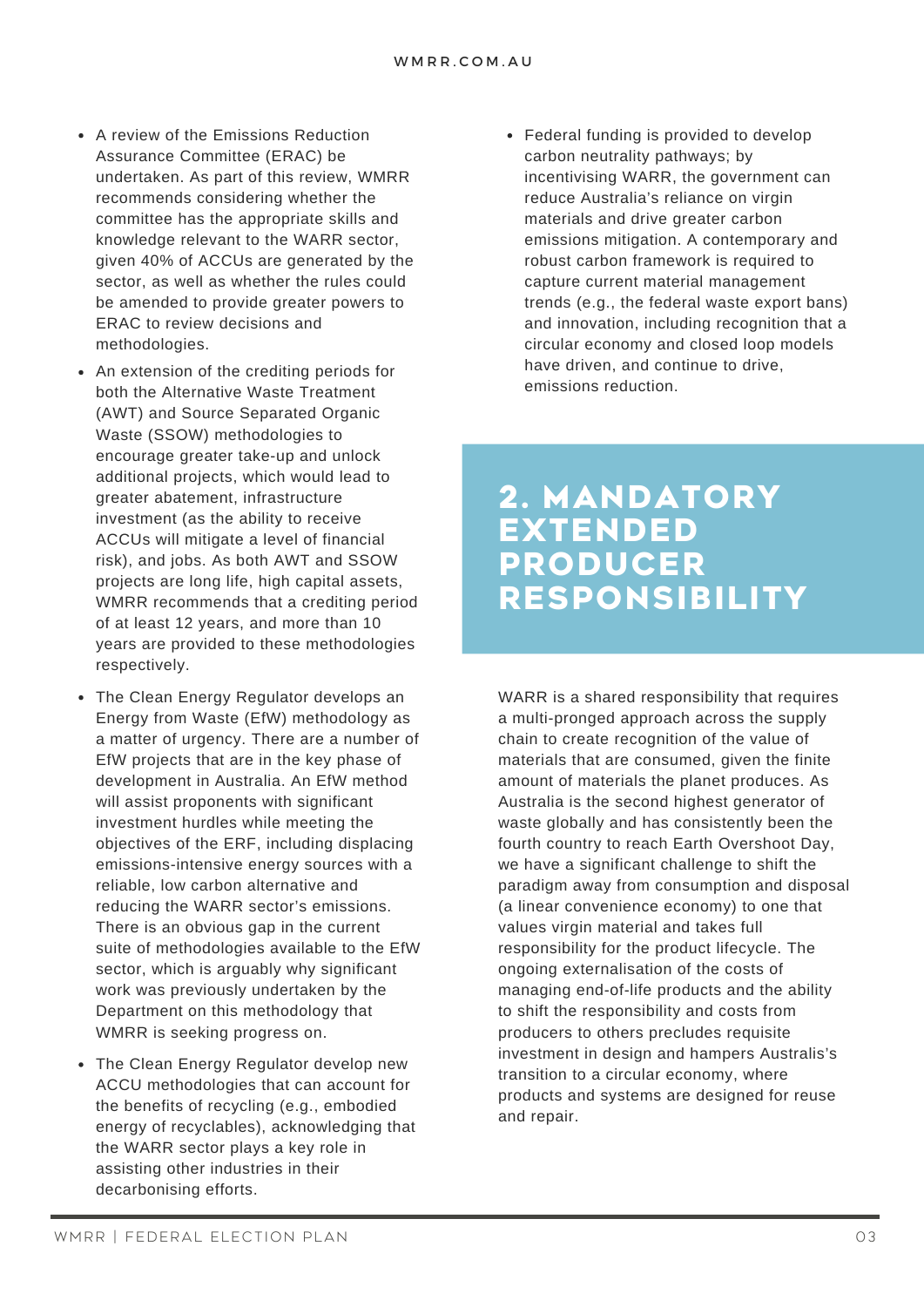- A review of the Emissions Reduction Assurance Committee (ERAC) be undertaken. As part of this review, WMRR recommends considering whether the committee has the appropriate skills and knowledge relevant to the WARR sector, given 40% of ACCUs are generated by the sector, as well as whether the rules could be amended to provide greater powers to ERAC to review decisions and methodologies.
- An extension of the crediting periods for both the Alternative Waste Treatment (AWT) and Source Separated Organic Waste (SSOW) methodologies to encourage greater take-up and unlock additional projects, which would lead to greater abatement, infrastructure investment (as the ability to receive ACCUs will mitigate a level of financial risk), and jobs. As both AWT and SSOW projects are long life, high capital assets, WMRR recommends that a crediting period of at least 12 years, and more than 10 years are provided to these methodologies respectively.
- The Clean Energy Regulator develops an Energy from Waste (EfW) methodology as a matter of urgency. There are a number of EfW projects that are in the key phase of development in Australia. An EfW method will assist proponents with significant investment hurdles while meeting the objectives of the ERF, including displacing emissions-intensive energy sources with a reliable, low carbon alternative and reducing the WARR sector's emissions. There is an obvious gap in the current suite of methodologies available to the EfW sector, which is arguably why significant work was previously undertaken by the Department on this methodology that WMRR is seeking progress on.
- The Clean Energy Regulator develop new ACCU methodologies that can account for the benefits of recycling (e.g., embodied energy of recyclables), acknowledging that the WARR sector plays a key role in assisting other industries in their decarbonising efforts.
- Federal funding is provided to develop carbon neutrality pathways; by incentivising WARR, the government can reduce Australia's reliance on virgin materials and drive greater carbon emissions mitigation. A contemporary and robust carbon framework is required to capture current material management trends (e.g., the federal waste export bans) and innovation, including recognition that a circular economy and closed loop models have driven, and continue to drive, emissions reduction.

## 2. MANDATORY EXTENDED PRODUCER RESPONSIBILITY

WARR is a shared responsibility that requires a multi-pronged approach across the supply chain to create recognition of the value of materials that are consumed, given the finite amount of materials the planet produces. As Australia is the second highest generator of waste globally and has consistently been the fourth country to reach Earth Overshoot Day, we have a significant challenge to shift the paradigm away from consumption and disposal (a linear convenience economy) to one that values virgin material and takes full responsibility for the product lifecycle. The ongoing externalisation of the costs of managing end-of-life products and the ability to shift the responsibility and costs from producers to others precludes requisite investment in design and hampers Australia's's transition to a circular economy, where products and systems are designed for reuse and repair.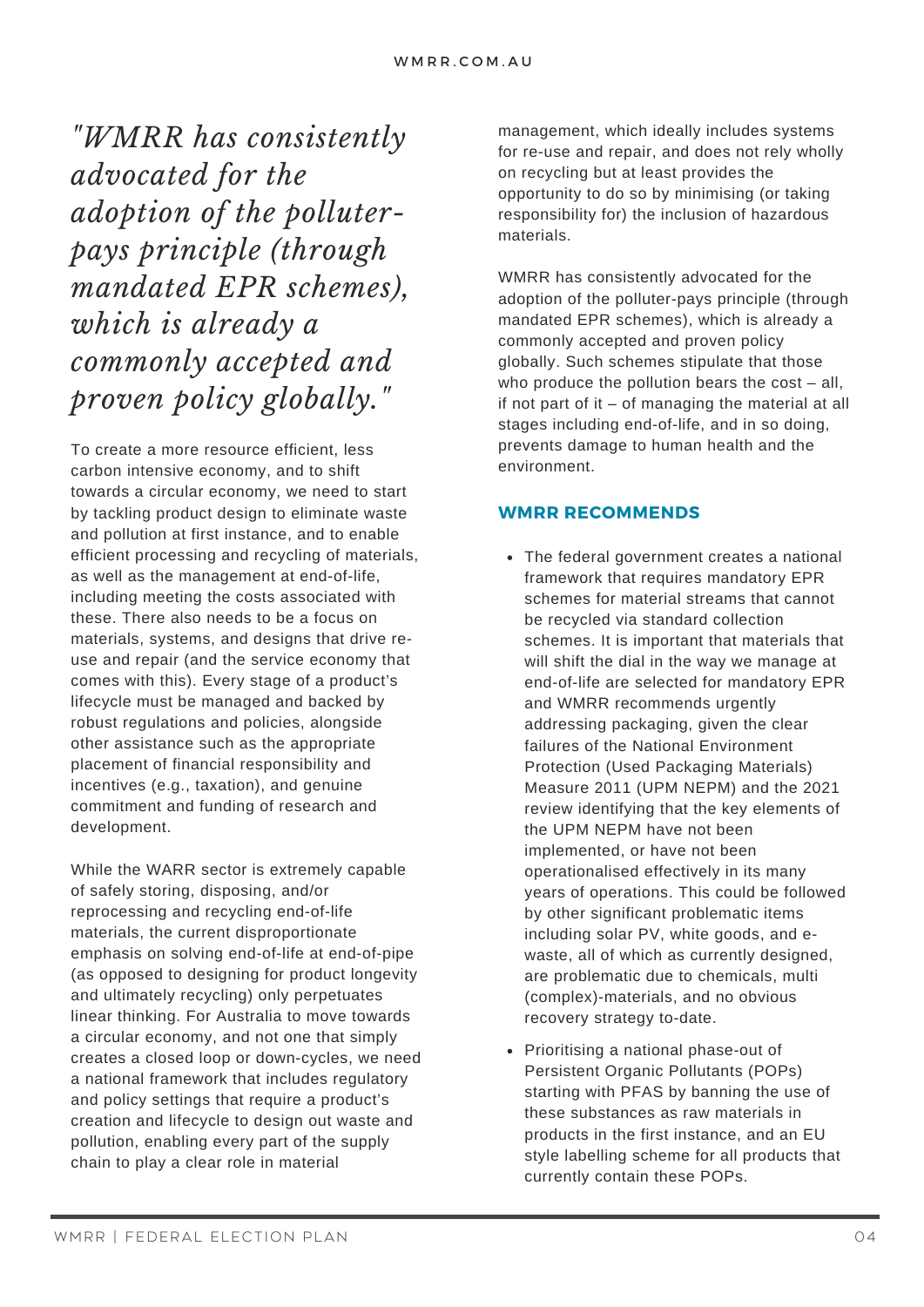*"WMRR has consistently advocated for the adoption of the polluter-pays principle (through mandated EPR schemes), which is already a commonly accepted and proven policy globally."*

To create a more resource efficient, less carbon intensive economy, and to shift towards a circular economy, we need to start by tackling product design to eliminate waste and pollution at first instance, and to enable efficient processing and recycling of materials, as well as the management at end-of-life, including meeting the costs associated with these. There also needs to be a focus on materials, systems, and designs that drive re-use and repair (and the service economy that comes with this). Every stage of a product's lifecycle must be managed and backed by robust regulations and policies, alongside other assistance such as the appropriate placement of financial responsibility and incentives (e.g., taxation), and genuine commitment and funding of research and development.

While the WARR sector is extremely capable of safely storing, disposing, and/or reprocessing and recycling end-of-life materials, the current disproportionate emphasis on solving end-of-life at end-of-pipe (as opposed to designing for product longevity and ultimately recycling) only perpetuates linear thinking. For Australia to move towards a circular economy, and not one that simply creates a closed loop or down-cycles, we need a national framework that includes regulatory and policy settings that require a product's creation and lifecycle to design out waste and pollution, enabling every part of the supply chain to play a clear role in material management, which ideally includes systems for re-use and repair, and does not rely wholly on recycling but at least provides the opportunity to do so by minimising (or taking responsibility for) the inclusion of hazardous materials.

WMRR has consistently advocated for the adoption of the polluter-pays principle (through mandated EPR schemes), which is already a commonly accepted and proven policy globally. Such schemes stipulate that those who produce the pollution bears the cost – all, if not part of it – of managing the material at all stages including end-of-life, and in so doing, prevents damage to human health and the environment.

### WMRR RECOMMENDS

- The federal government creates a national framework that requires mandatory EPR schemes for material streams that cannot be recycled via standard collection schemes. It is important that materials that will shift the dial in the way we manage at end-of-life are selected for mandatory EPR and WMRR recommends urgently addressing packaging, given the clear failures of the National Environment Protection (Used Packaging Materials) Measure 2011 (UPM NEPM) and the 2021 review identifying that the key elements of the UPM NEPM have not been implemented, or have not been operationalised effectively in its many years of operations. This could be followed by other significant problematic items including solar PV, white goods, and e-waste, all of which as currently designed, are problematic due to chemicals, multi (complex)-materials, and no obvious recovery strategy to-date.
- Prioritising a national phase-out of Persistent Organic Pollutants (POPs) starting with PFAS by banning the use of these substances as raw materials in products in the first instance, and an EU style labelling scheme for all products that currently contain these POPs.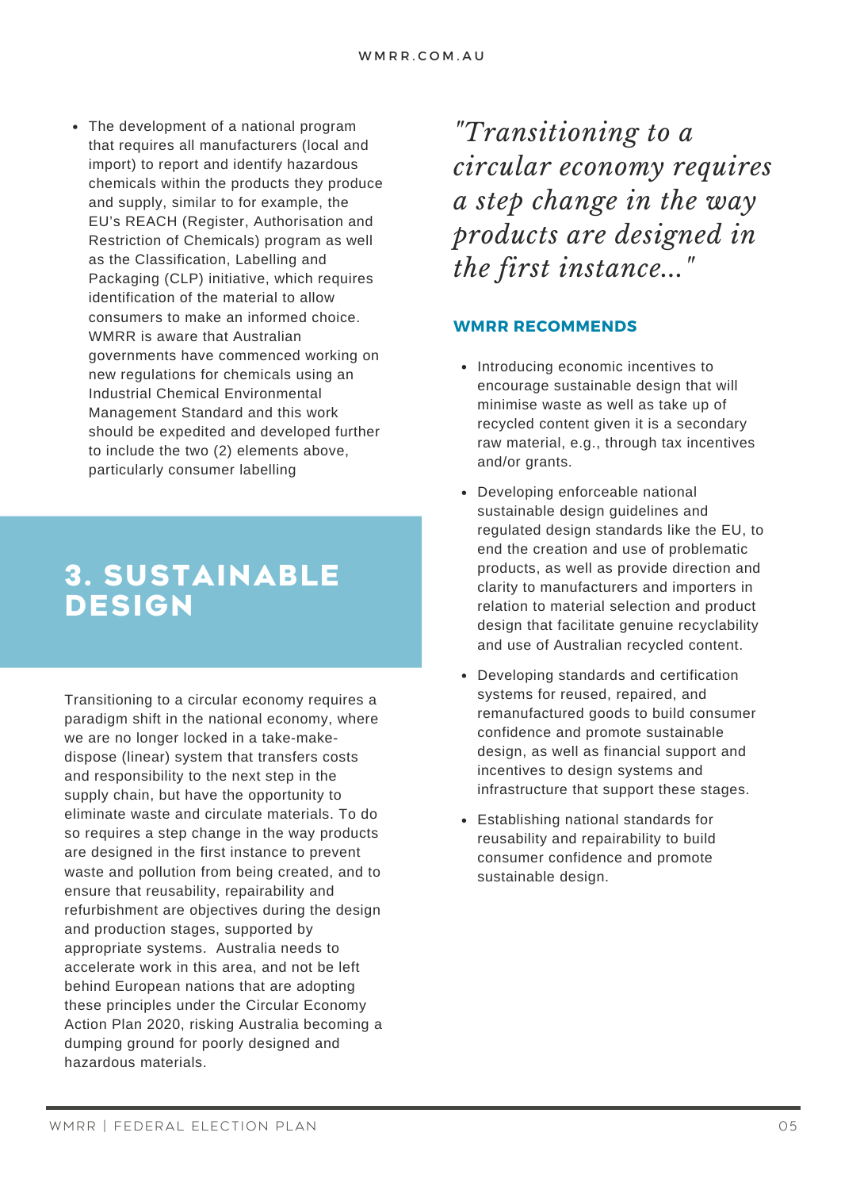- The development of a national program that requires all manufacturers (local and import) to report and identify hazardous chemicals within the products they produce and supply, similar to for example, the EU's REACH (Register, Authorisation and Restriction of Chemicals) program as well as the Classification, Labelling and Packaging (CLP) initiative, which requires identification of the material to allow consumers to make an informed choice. WMRR is aware that Australian governments have commenced working on new regulations for chemicals using an Industrial Chemical Environmental Management Standard and this work should be expedited and developed further to include the two (2) elements above, particularly consumer labelling

## 3. SUSTAINABLE DESIGN

Transitioning to a circular economy requires a paradigm shift in the national economy, where we are no longer locked in a take-make-dispose (linear) system that transfers costs and responsibility to the next step in the supply chain, but have the opportunity to eliminate waste and circulate materials. To do so requires a step change in the way products are designed in the first instance to prevent waste and pollution from being created, and to ensure that reusability, repairability and refurbishment are objectives during the design and production stages, supported by appropriate systems. Australia needs to accelerate work in this area, and not be left behind European nations that are adopting these principles under the Circular Economy Action Plan 2020, risking Australia becoming a dumping ground for poorly designed and hazardous materials.

*"Transitioning to a circular economy requires a step change in the way products are designed in the first instance..."*

### WMRR RECOMMENDS

- Introducing economic incentives to encourage sustainable design that will minimise waste as well as take up of recycled content given it is a secondary raw material, e.g., through tax incentives and/or grants.
- Developing enforceable national sustainable design guidelines and regulated design standards like the EU, to end the creation and use of problematic products, as well as provide direction and clarity to manufacturers and importers in relation to material selection and product design that facilitate genuine recyclability and use of Australian recycled content.
- Developing standards and certification systems for reused, repaired, and remanufactured goods to build consumer confidence and promote sustainable design, as well as financial support and incentives to design systems and infrastructure that support these stages.
- Establishing national standards for reusability and repairability to build consumer confidence and promote sustainable design.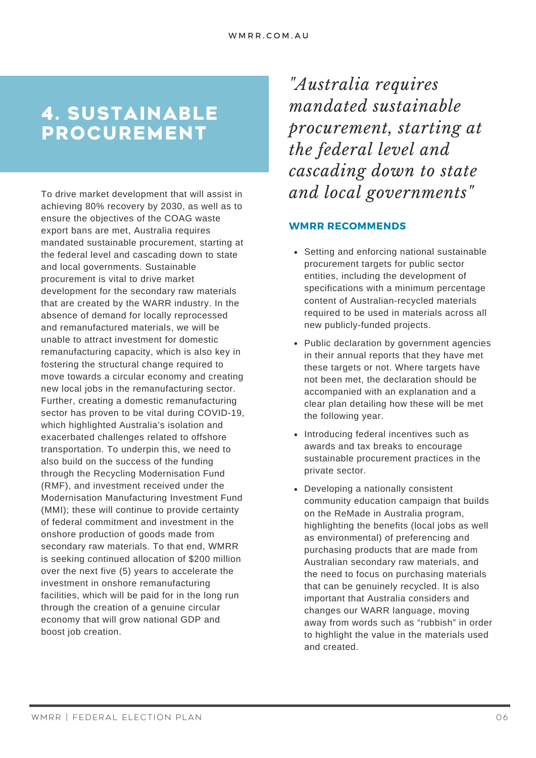## 4. SUSTAINABLE PROCUREMENT

To drive market development that will assist in achieving 80% recovery by 2030, as well as to ensure the objectives of the COAG waste export bans are met, Australia requires mandated sustainable procurement, starting at the federal level and cascading down to state and local governments. Sustainable procurement is vital to drive market development for the secondary raw materials that are created by the WARR industry. In the absence of demand for locally reprocessed and remanufactured materials, we will be unable to attract investment for domestic remanufacturing capacity, which is also key in fostering the structural change required to move towards a circular economy and creating new local jobs in the remanufacturing sector. Further, creating a domestic remanufacturing sector has proven to be vital during COVID-19, which highlighted Australia's isolation and exacerbated challenges related to offshore transportation. To underpin this, we need to also build on the success of the funding through the Recycling Modernisation Fund (RMF), and investment received under the Modernisation Manufacturing Investment Fund (MMI); these will continue to provide certainty of federal commitment and investment in the onshore production of goods made from secondary raw materials. To that end, WMRR is seeking continued allocation of $200 million over the next five (5) years to accelerate the investment in onshore remanufacturing facilities, which will be paid for in the long run through the creation of a genuine circular economy that will grow national GDP and boost job creation.

*"Australia requires mandated sustainable procurement, starting at the federal level and cascading down to state and local governments"*

### WMRR RECOMMENDS

- Setting and enforcing national sustainable procurement targets for public sector entities, including the development of specifications with a minimum percentage content of Australian-recycled materials required to be used in materials across all new publicly-funded projects.
- Public declaration by government agencies in their annual reports that they have met these targets or not. Where targets have not been met, the declaration should be accompanied with an explanation and a clear plan detailing how these will be met the following year.
- Introducing federal incentives such as awards and tax breaks to encourage sustainable procurement practices in the private sector.
- Developing a nationally consistent community education campaign that builds on the ReMade in Australia program, highlighting the benefits (local jobs as well as environmental) of preferencing and purchasing products that are made from Australian secondary raw materials, and the need to focus on purchasing materials that can be genuinely recycled. It is also important that Australia considers and changes our WARR language, moving away from words such as "rubbish" in order to highlight the value in the materials used and created.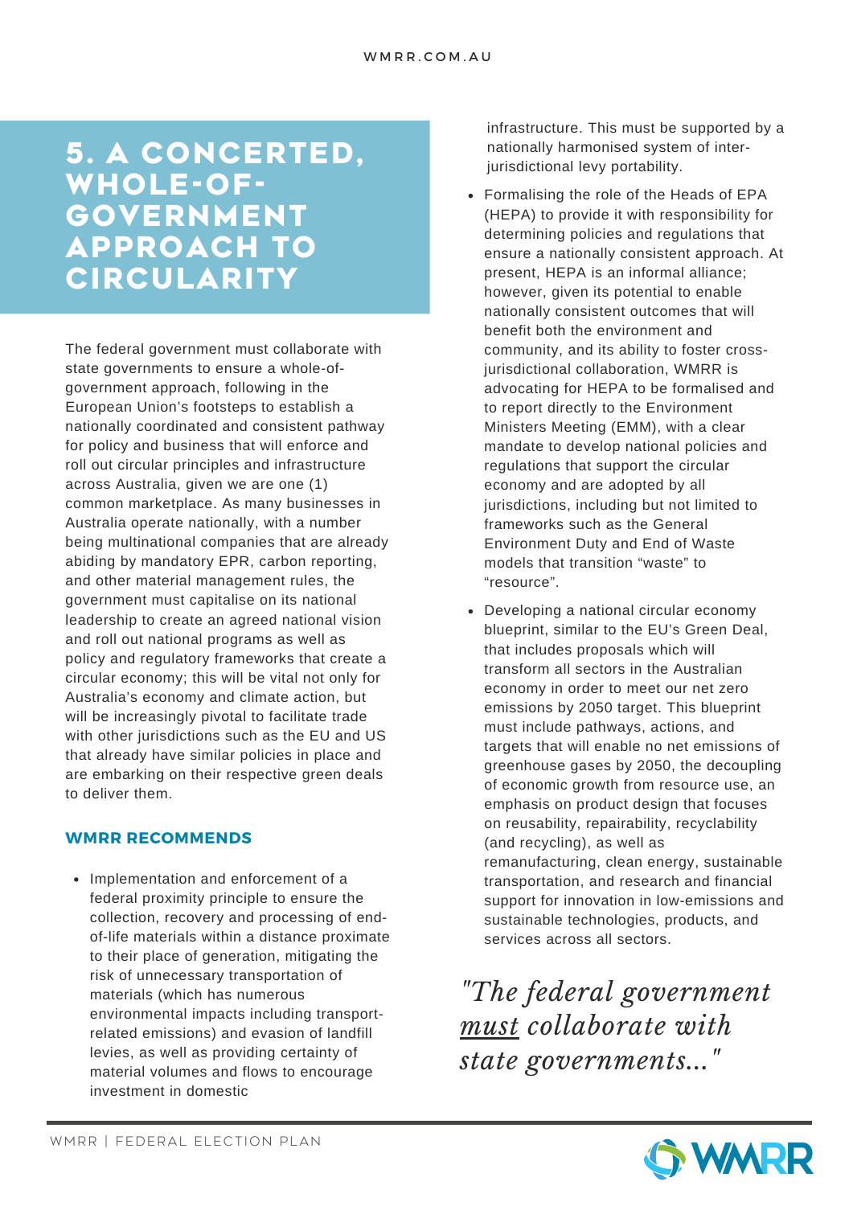## 5. A CONCERTED, WHOLE-OF-GOVERNMENT APPROACH TO CIRCULARITY

The federal government must collaborate with state governments to ensure a whole-of-government approach, following in the European Union's footsteps to establish a nationally coordinated and consistent pathway for policy and business that will enforce and roll out circular principles and infrastructure across Australia, given we are one (1) common marketplace. As many businesses in Australia operate nationally, with a number being multinational companies that are already abiding by mandatory EPR, carbon reporting, and other material management rules, the government must capitalise on its national leadership to create an agreed national vision and roll out national programs as well as policy and regulatory frameworks that create a circular economy; this will be vital not only for Australia's economy and climate action, but will be increasingly pivotal to facilitate trade with other jurisdictions such as the EU and US that already have similar policies in place and are embarking on their respective green deals to deliver them.

### WMRR RECOMMENDS

- Implementation and enforcement of a federal proximity principle to ensure the collection, recovery and processing of end-of-life materials within a distance proximate to their place of generation, mitigating the risk of unnecessary transportation of materials (which has numerous environmental impacts including transport-related emissions) and evasion of landfill levies, as well as providing certainty of material volumes and flows to encourage investment in domestic infrastructure. This must be supported by a nationally harmonised system of inter-jurisdictional levy portability.
- Formalising the role of the Heads of EPA (HEPA) to provide it with responsibility for determining policies and regulations that ensure a nationally consistent approach. At present, HEPA is an informal alliance; however, given its potential to enable nationally consistent outcomes that will benefit both the environment and community, and its ability to foster cross-jurisdictional collaboration, WMRR is advocating for HEPA to be formalised and to report directly to the Environment Ministers Meeting (EMM), with a clear mandate to develop national policies and regulations that support the circular economy and are adopted by all jurisdictions, including but not limited to frameworks such as the General Environment Duty and End of Waste models that transition "waste" to "resource".
- Developing a national circular economy blueprint, similar to the EU's Green Deal, that includes proposals which will transform all sectors in the Australian economy in order to meet our net zero emissions by 2050 target. This blueprint must include pathways, actions, and targets that will enable no net emissions of greenhouse gases by 2050, the decoupling of economic growth from resource use, an emphasis on product design that focuses on reusability, repairability, recyclability (and recycling), as well as remanufacturing, clean energy, sustainable transportation, and research and financial support for innovation in low-emissions and sustainable technologies, products, and services across all sectors.

> *"The federal government* ***must*** *collaborate with state governments..."*